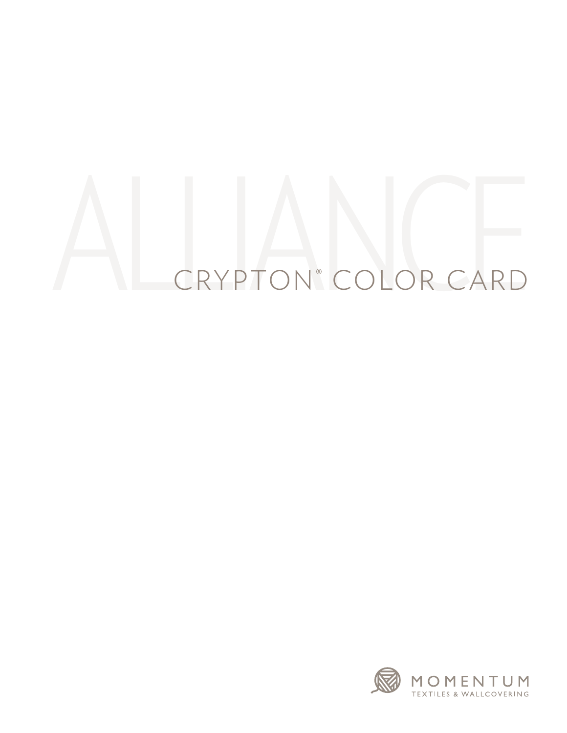# ALLIANCE

## CRYPTON® COLOR CARD

MOMENTUM
TEXTILES & WALLCOVERING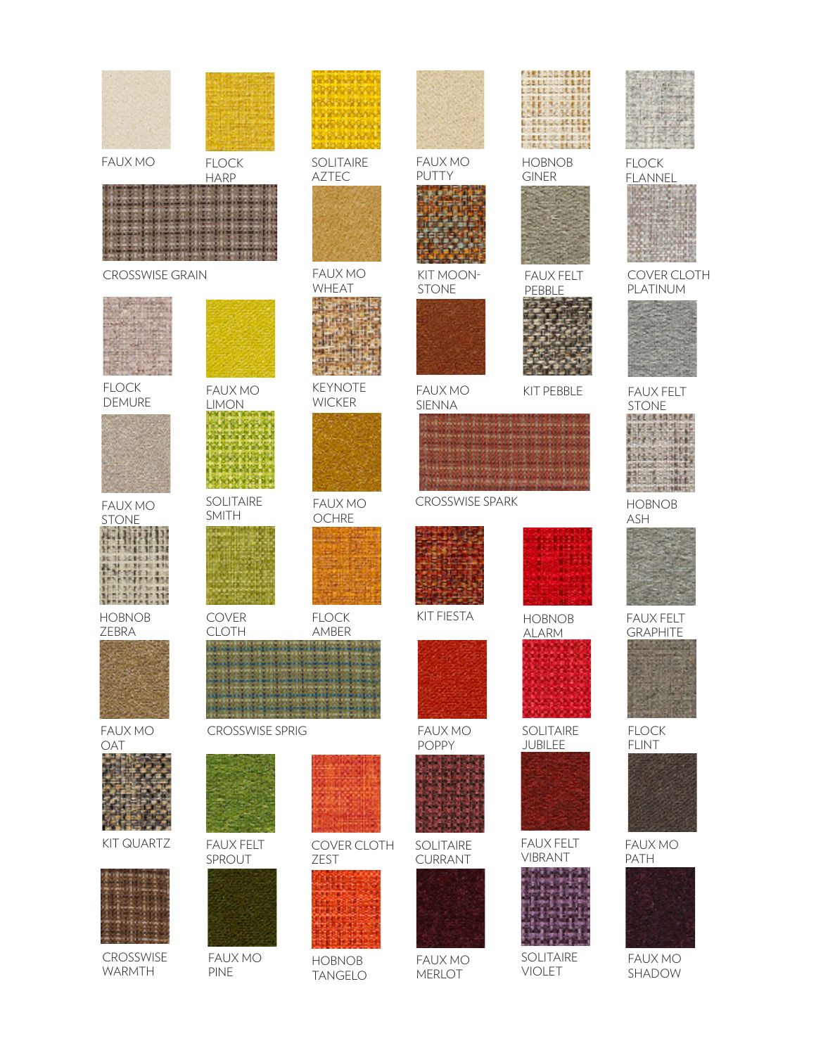FAUX MO

FLOCK HARP

SOLITAIRE AZTEC

FAUX MO PUTTY

HOBNOB GINER

FLOCK FLANNEL

CROSSWISE GRAIN

FAUX MO WHEAT

KIT MOON-STONE

FAUX FELT PEBBLE

COVER CLOTH PLATINUM

FLOCK DEMURE

FAUX MO LIMON

KEYNOTE WICKER

FAUX MO SIENNA

KIT PEBBLE

FAUX FELT STONE

FAUX MO STONE

SOLITAIRE SMITH

FAUX MO OCHRE

CROSSWISE SPARK

HOBNOB ASH

HOBNOB ZEBRA

COVER CLOTH

FLOCK AMBER

KIT FIESTA

HOBNOB ALARM

FAUX FELT GRAPHITE

FAUX MO OAT

CROSSWISE SPRIG

FAUX MO POPPY

SOLITAIRE JUBILEE

FLOCK FLINT

KIT QUARTZ

FAUX FELT SPROUT

COVER CLOTH ZEST

SOLITAIRE CURRANT

FAUX FELT VIBRANT

FAUX MO PATH

CROSSWISE WARMTH

FAUX MO PINE

HOBNOB TANGELO

FAUX MO MERLOT

SOLITAIRE VIOLET

FAUX MO SHADOW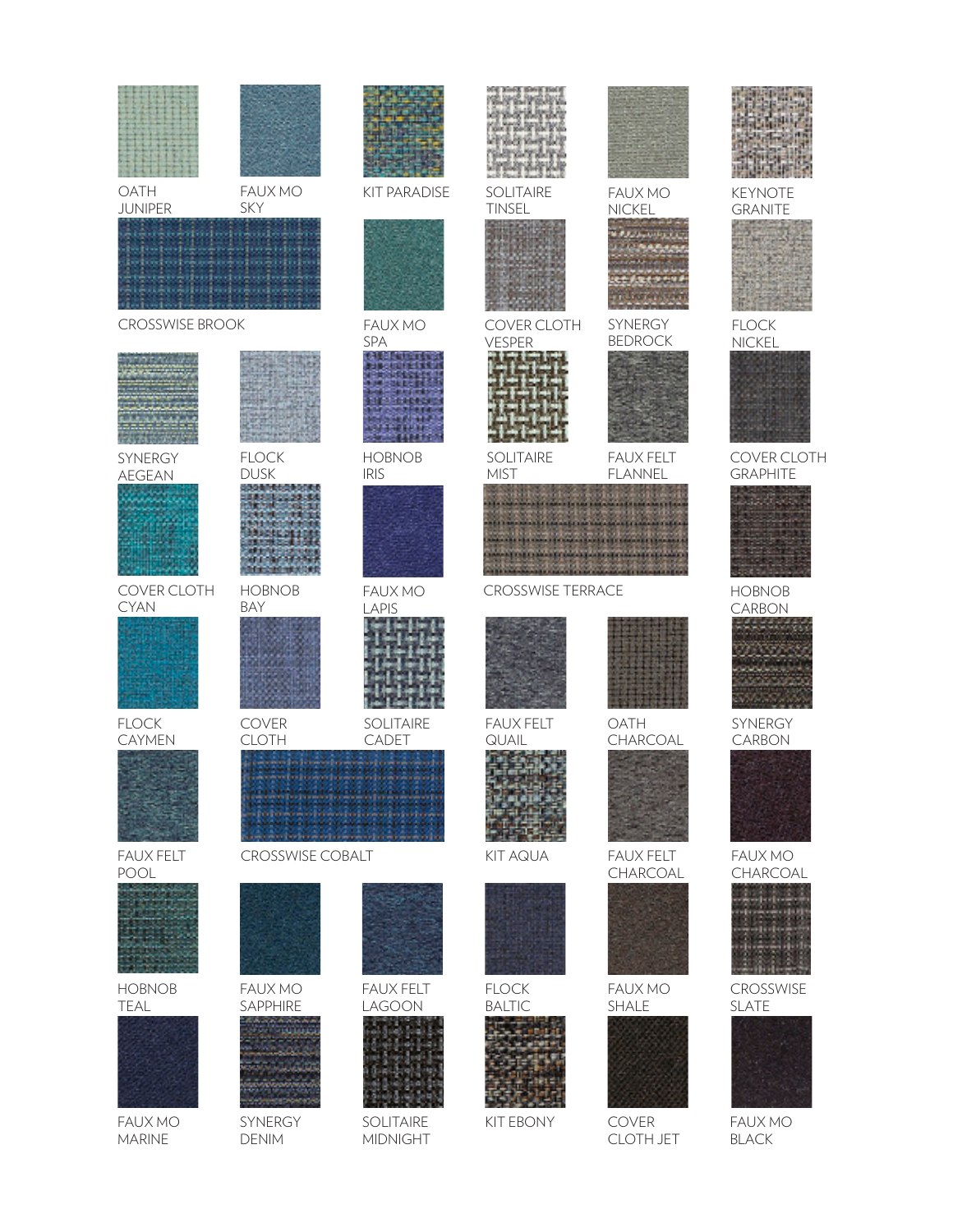OATH JUNIPER

FAUX MO SKY

KIT PARADISE

SOLITAIRE TINSEL

FAUX MO NICKEL

KEYNOTE GRANITE

CROSSWISE BROOK

FAUX MO SPA

COVER CLOTH VESPER

SYNERGY BEDROCK

FLOCK NICKEL

SYNERGY AEGEAN

FLOCK DUSK

HOBNOB IRIS

SOLITAIRE MIST

FAUX FELT FLANNEL

COVER CLOTH GRAPHITE

COVER CLOTH CYAN

HOBNOB BAY

FAUX MO LAPIS

CROSSWISE TERRACE

HOBNOB CARBON

FLOCK CAYMEN

COVER CLOTH

SOLITAIRE CADET

FAUX FELT QUAIL

OATH CHARCOAL

SYNERGY CARBON

FAUX FELT POOL

CROSSWISE COBALT

KIT AQUA

FAUX FELT CHARCOAL

FAUX MO CHARCOAL

HOBNOB TEAL

FAUX MO SAPPHIRE

FAUX FELT LAGOON

FLOCK BALTIC

FAUX MO SHALE

CROSSWISE SLATE

FAUX MO MARINE

SYNERGY DENIM

SOLITAIRE MIDNIGHT

KIT EBONY

COVER CLOTH JET

FAUX MO BLACK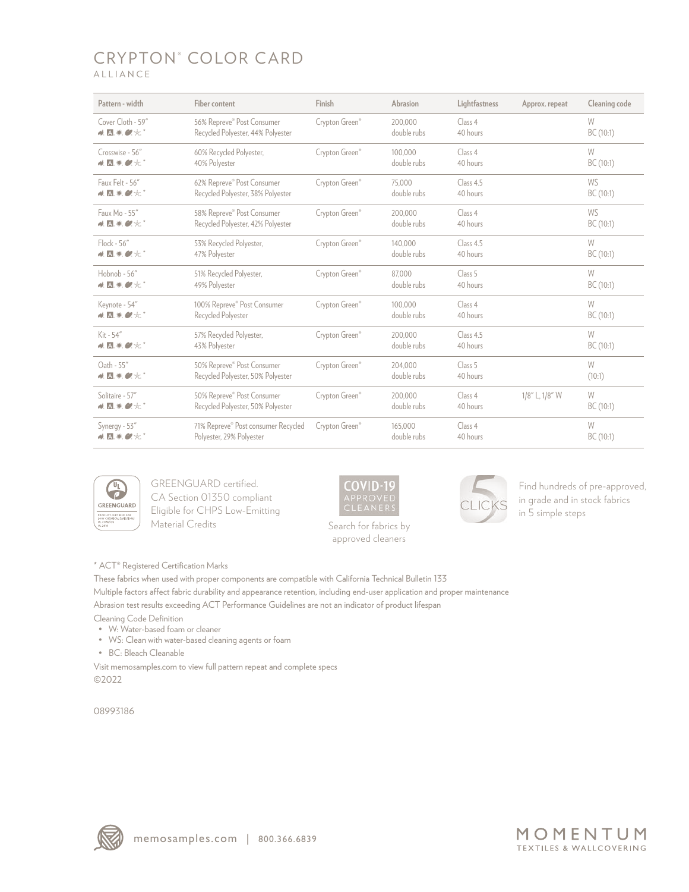# CRYPTON® COLOR CARD

ALLIANCE

| Pattern - width | Fiber content | Finish | Abrasion | Lightfastness | Approx. repeat | Cleaning code |
|---|---|---|---|---|---|---|
| Cover Cloth - 59" * | 56% Repreve® Post Consumer Recycled Polyester, 44% Polyester | Crypton Green® | 200,000 double rubs | Class 4 40 hours | | W BC (10:1) |
| Crosswise - 56" * | 60% Recycled Polyester, 40% Polyester | Crypton Green® | 100,000 double rubs | Class 4 40 hours | | W BC (10:1) |
| Faux Felt - 56" * | 62% Repreve® Post Consumer Recycled Polyester, 38% Polyester | Crypton Green® | 75,000 double rubs | Class 4.5 40 hours | | WS BC (10:1) |
| Faux Mo - 55" * | 58% Repreve® Post Consumer Recycled Polyester, 42% Polyester | Crypton Green® | 200,000 double rubs | Class 4 40 hours | | WS BC (10:1) |
| Flock - 56" * | 53% Recycled Polyester, 47% Polyester | Crypton Green® | 140,000 double rubs | Class 4.5 40 hours | | W BC (10:1) |
| Hobnob - 56" * | 51% Recycled Polyester, 49% Polyester | Crypton Green® | 87,000 double rubs | Class 5 40 hours | | W BC (10:1) |
| Keynote - 54" * | 100% Repreve® Post Consumer Recycled Polyester | Crypton Green® | 100,000 double rubs | Class 4 40 hours | | W BC (10:1) |
| Kit - 54" * | 57% Recycled Polyester, 43% Polyester | Crypton Green® | 200,000 double rubs | Class 4.5 40 hours | | W BC (10:1) |
| Oath - 55" * | 50% Repreve® Post Consumer Recycled Polyester, 50% Polyester | Crypton Green® | 204,000 double rubs | Class 5 40 hours | | W (10:1) |
| Solitaire - 57" * | 50% Repreve® Post Consumer Recycled Polyester, 50% Polyester | Crypton Green® | 200,000 double rubs | Class 4 40 hours | 1/8" L, 1/8" W | W BC (10:1) |
| Synergy - 53" * | 71% Repreve® Post consumer Recycled Polyester, 29% Polyester | Crypton Green® | 165,000 double rubs | Class 4 40 hours | | W BC (10:1) |

GREENGUARD certified.
CA Section 01350 compliant
Eligible for CHPS Low-Emitting Material Credits

COVID-19 APPROVED CLEANERS

Search for fabrics by approved cleaners

5 CLICKS

Find hundreds of pre-approved, in grade and in stock fabrics in 5 simple steps

\* ACT® Registered Certification Marks

These fabrics when used with proper components are compatible with California Technical Bulletin 133

Multiple factors affect fabric durability and appearance retention, including end-user application and proper maintenance

Abrasion test results exceeding ACT Performance Guidelines are not an indicator of product lifespan

Cleaning Code Definition

- W: Water-based foam or cleaner
- WS: Clean with water-based cleaning agents or foam
- BC: Bleach Cleanable

Visit memosamples.com to view full pattern repeat and complete specs

©2022

08993186

memosamples.com | 800.366.6839

MOMENTUM TEXTILES & WALLCOVERING